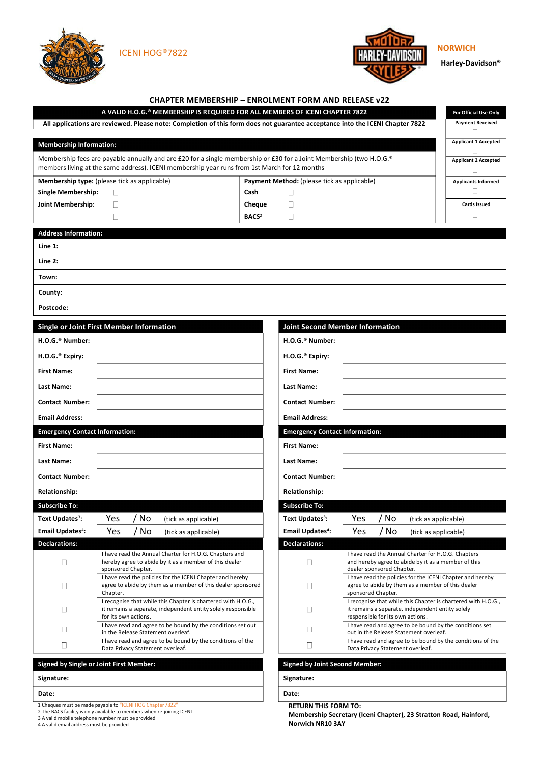ICENI HOG®7822

NORWICH
Harley-Davidson®

# CHAPTER MEMBERSHIP – ENROLMENT FORM AND RELEASE v22

**A VALID H.O.G.® MEMBERSHIP IS REQUIRED FOR ALL MEMBERS OF ICENI CHAPTER 7822**

**All applications are reviewed. Please note: Completion of this form does not guarantee acceptance into the ICENI Chapter 7822**

| For Official Use Only |
|---|
| Payment Received ☐ |
| Applicant 1 Accepted ☐ |
| Applicant 2 Accepted ☐ |
| Applicants Informed ☐ |
| Cards Issued ☐ |

## Membership Information:

Membership fees are payable annually and are £20 for a single membership or £30 for a Joint Membership (two H.O.G.® members living at the same address). ICENI membership year runs from 1st March for 12 months

| **Membership type:** (please tick as applicable) | | **Payment Method:** (please tick as applicable) | |
|---|---|---|---|
| **Single Membership:** | ☐ | **Cash** | ☐ |
| **Joint Membership:** | ☐ | **Cheque**[1] | ☐ |
| | ☐ | **BACS**[2] | ☐ |

## Address Information:

| | |
|---|---|
| **Line 1:** | |
| **Line 2:** | |
| **Town:** | |
| **County:** | |
| **Postcode:** | |

## Single or Joint First Member Information

| | |
|---|---|
| **H.O.G.® Number:** | |
| **H.O.G.® Expiry:** | |
| **First Name:** | |
| **Last Name:** | |
| **Contact Number:** | |
| **Email Address:** | |

**Emergency Contact Information:**

| | |
|---|---|
| **First Name:** | |
| **Last Name:** | |
| **Contact Number:** | |
| **Relationship:** | |

**Subscribe To:**

| | | |
|---|---|---|
| **Text Updates**[3]**:** | Yes / No | (tick as applicable) |
| **Email Updates**[4]**:** | Yes / No | (tick as applicable) |

**Declarations:**

| | |
|---|---|
| ☐ | I have read the Annual Charter for H.O.G. Chapters and hereby agree to abide by it as a member of this dealer sponsored Chapter. |
| ☐ | I have read the policies for the ICENI Chapter and hereby agree to abide by them as a member of this dealer sponsored Chapter. |
| ☐ | I recognise that while this Chapter is chartered with H.O.G., it remains a separate, independent entity solely responsible for its own actions. |
| ☐ | I have read and agree to be bound by the conditions set out in the Release Statement overleaf. |
| ☐ | I have read and agree to be bound by the conditions of the Data Privacy Statement overleaf. |

**Signed by Single or Joint First Member:**

| | |
|---|---|
| **Signature:** | |
| **Date:** | |

## Joint Second Member Information

| | |
|---|---|
| **H.O.G.® Number:** | |
| **H.O.G.® Expiry:** | |
| **First Name:** | |
| **Last Name:** | |
| **Contact Number:** | |
| **Email Address:** | |

**Emergency Contact Information:**

| | |
|---|---|
| **First Name:** | |
| **Last Name:** | |
| **Contact Number:** | |
| **Relationship:** | |

**Subscribe To:**

| | | |
|---|---|---|
| **Text Updates**[3]**:** | Yes / No | (tick as applicable) |
| **Email Updates**[4]**:** | Yes / No | (tick as applicable) |

**Declarations:**

| | |
|---|---|
| ☐ | I have read the Annual Charter for H.O.G. Chapters and hereby agree to abide by it as a member of this dealer sponsored Chapter. |
| ☐ | I have read the policies for the ICENI Chapter and hereby agree to abide by them as a member of this dealer sponsored Chapter. |
| ☐ | I recognise that while this Chapter is chartered with H.O.G., it remains a separate, independent entity solely responsible for its own actions. |
| ☐ | I have read and agree to be bound by the conditions set out in the Release Statement overleaf. |
| ☐ | I have read and agree to be bound by the conditions of the Data Privacy Statement overleaf. |

**Signed by Joint Second Member:**

| | |
|---|---|
| **Signature:** | |
| **Date:** | |

1 Cheques must be made payable to "ICENI HOG Chapter 7822"
2 The BACS facility is only available to members when re-joining ICENI
3 A valid mobile telephone number must be provided
4 A valid email address must be provided

**RETURN THIS FORM TO:**
**Membership Secretary (Iceni Chapter), 23 Stratton Road, Hainford, Norwich NR10 3AY**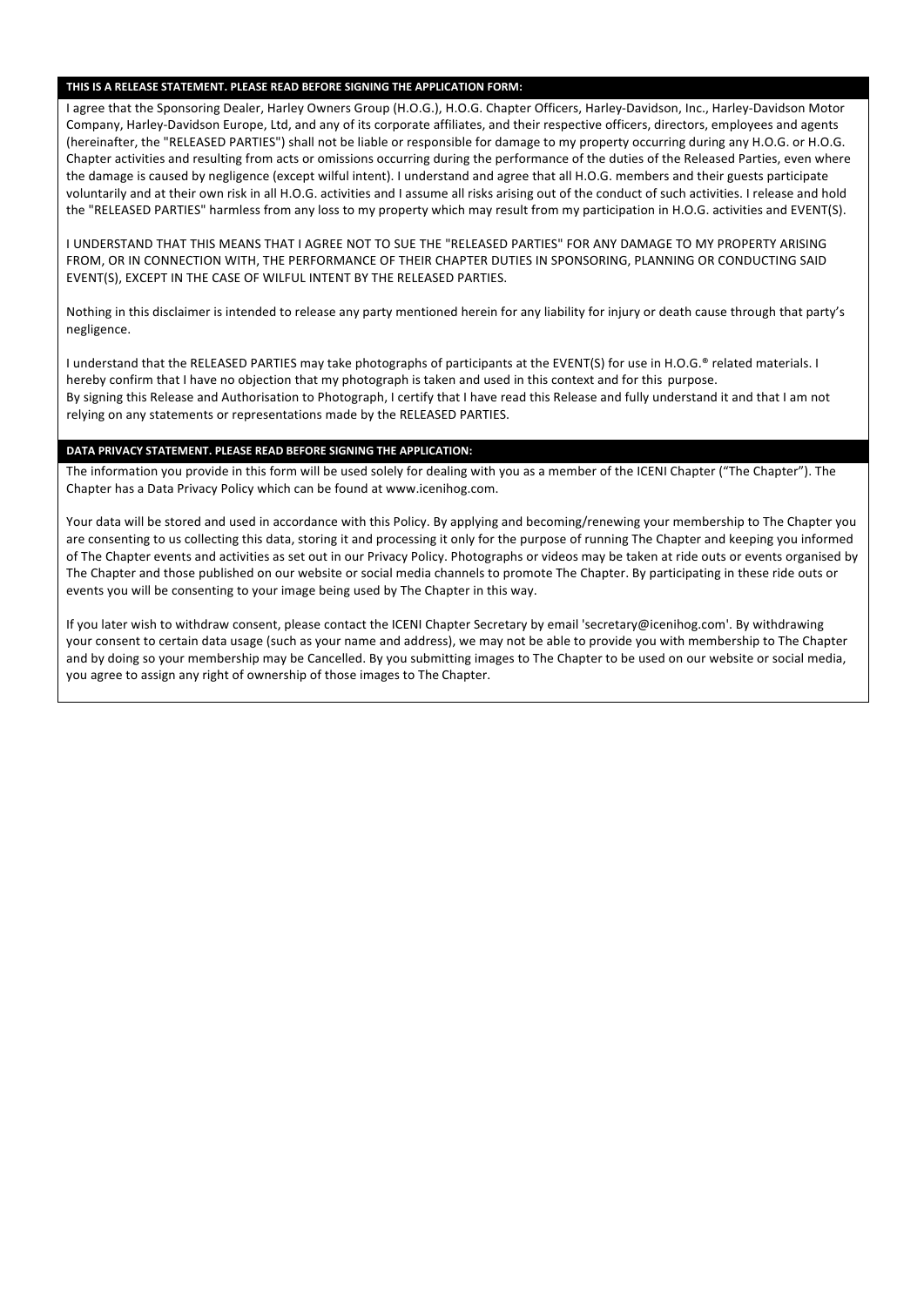**THIS IS A RELEASE STATEMENT. PLEASE READ BEFORE SIGNING THE APPLICATION FORM:**

I agree that the Sponsoring Dealer, Harley Owners Group (H.O.G.), H.O.G. Chapter Officers, Harley-Davidson, Inc., Harley-Davidson Motor Company, Harley-Davidson Europe, Ltd, and any of its corporate affiliates, and their respective officers, directors, employees and agents (hereinafter, the "RELEASED PARTIES") shall not be liable or responsible for damage to my property occurring during any H.O.G. or H.O.G. Chapter activities and resulting from acts or omissions occurring during the performance of the duties of the Released Parties, even where the damage is caused by negligence (except wilful intent). I understand and agree that all H.O.G. members and their guests participate voluntarily and at their own risk in all H.O.G. activities and I assume all risks arising out of the conduct of such activities. I release and hold the "RELEASED PARTIES" harmless from any loss to my property which may result from my participation in H.O.G. activities and EVENT(S).

I UNDERSTAND THAT THIS MEANS THAT I AGREE NOT TO SUE THE "RELEASED PARTIES" FOR ANY DAMAGE TO MY PROPERTY ARISING FROM, OR IN CONNECTION WITH, THE PERFORMANCE OF THEIR CHAPTER DUTIES IN SPONSORING, PLANNING OR CONDUCTING SAID EVENT(S), EXCEPT IN THE CASE OF WILFUL INTENT BY THE RELEASED PARTIES.

Nothing in this disclaimer is intended to release any party mentioned herein for any liability for injury or death cause through that party's negligence.

I understand that the RELEASED PARTIES may take photographs of participants at the EVENT(S) for use in H.O.G.® related materials. I hereby confirm that I have no objection that my photograph is taken and used in this context and for this purpose.
By signing this Release and Authorisation to Photograph, I certify that I have read this Release and fully understand it and that I am not relying on any statements or representations made by the RELEASED PARTIES.

**DATA PRIVACY STATEMENT. PLEASE READ BEFORE SIGNING THE APPLICATION:**

The information you provide in this form will be used solely for dealing with you as a member of the ICENI Chapter ("The Chapter"). The Chapter has a Data Privacy Policy which can be found at www.icenihog.com.

Your data will be stored and used in accordance with this Policy. By applying and becoming/renewing your membership to The Chapter you are consenting to us collecting this data, storing it and processing it only for the purpose of running The Chapter and keeping you informed of The Chapter events and activities as set out in our Privacy Policy. Photographs or videos may be taken at ride outs or events organised by The Chapter and those published on our website or social media channels to promote The Chapter. By participating in these ride outs or events you will be consenting to your image being used by The Chapter in this way.

If you later wish to withdraw consent, please contact the ICENI Chapter Secretary by email 'secretary@icenihog.com'. By withdrawing your consent to certain data usage (such as your name and address), we may not be able to provide you with membership to The Chapter and by doing so your membership may be Cancelled. By you submitting images to The Chapter to be used on our website or social media, you agree to assign any right of ownership of those images to The Chapter.